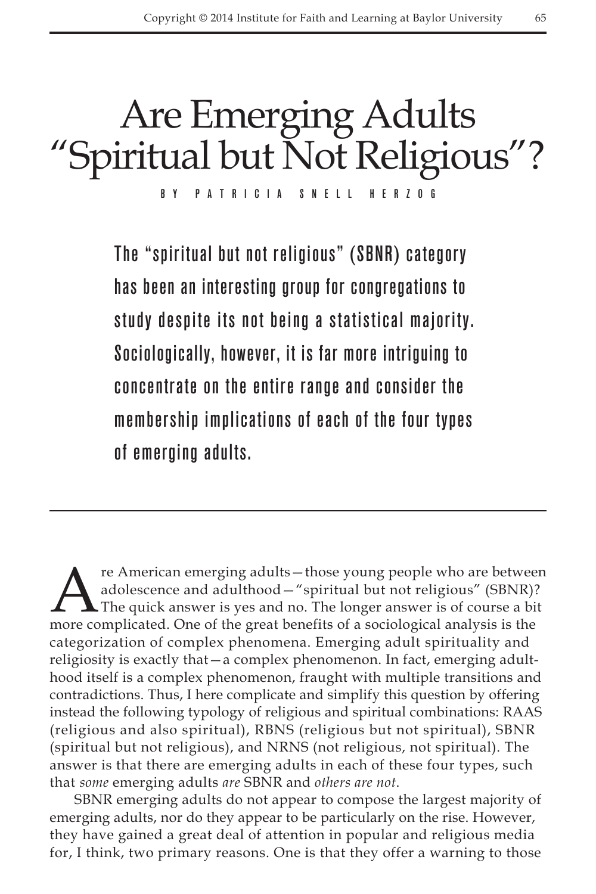# Are Emerging Adults "Spiritual but Not Religious"?

BY PATRICIA SNELL HERZOG

**The "spiritual but not religious" (SBNR) category has been an interesting group for congregations to study despite its not being a statistical majority. Sociologically, however, it is far more intriguing to concentrate on the entire range and consider the membership implications of each of the four types of emerging adults.**

---

Are American emerging adults—those young people who are between adolescence and adulthood—"spiritual but not religious" (SBNR)? The quick answer is yes and no. The longer answer is of course a bit more complicated. One of the great benefits of a sociological analysis is the categorization of complex phenomena. Emerging adult spirituality and religiosity is exactly that—a complex phenomenon. In fact, emerging adulthood itself is a complex phenomenon, fraught with multiple transitions and contradictions. Thus, I here complicate and simplify this question by offering instead the following typology of religious and spiritual combinations: RAAS (religious and also spiritual), RBNS (religious but not spiritual), SBNR (spiritual but not religious), and NRNS (not religious, not spiritual). The answer is that there are emerging adults in each of these four types, such that *some* emerging adults *are* SBNR and *others are not*.

SBNR emerging adults do not appear to compose the largest majority of emerging adults, nor do they appear to be particularly on the rise. However, they have gained a great deal of attention in popular and religious media for, I think, two primary reasons. One is that they offer a warning to those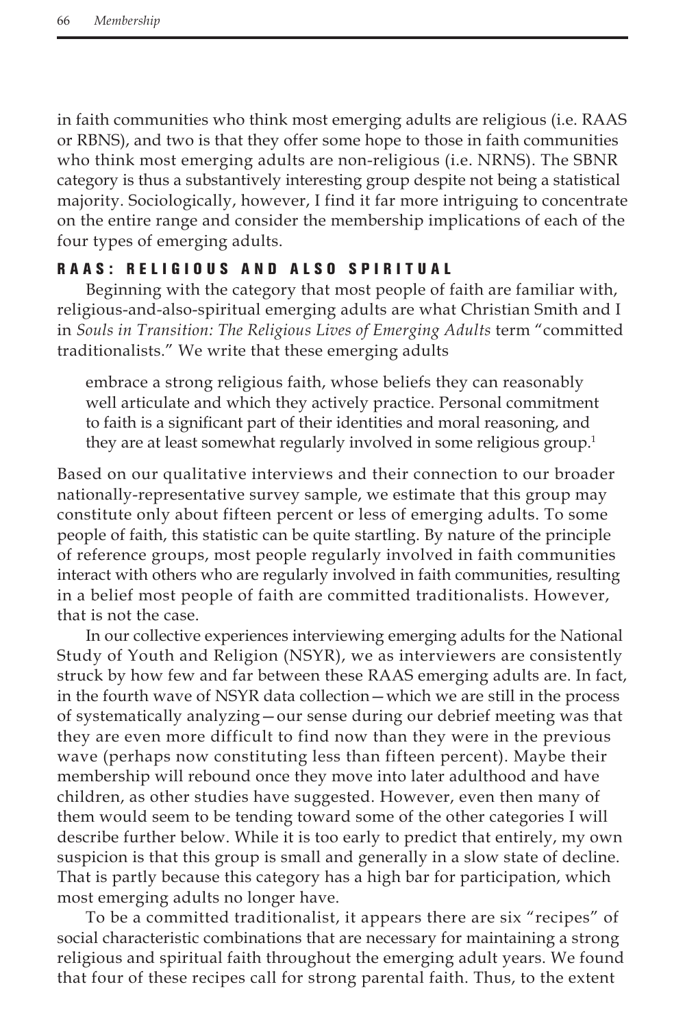in faith communities who think most emerging adults are religious (i.e. RAAS or RBNS), and two is that they offer some hope to those in faith communities who think most emerging adults are non-religious (i.e. NRNS). The SBNR category is thus a substantively interesting group despite not being a statistical majority. Sociologically, however, I find it far more intriguing to concentrate on the entire range and consider the membership implications of each of the four types of emerging adults.

## RAAS: Religious and Also Spiritual

Beginning with the category that most people of faith are familiar with, religious-and-also-spiritual emerging adults are what Christian Smith and I in *Souls in Transition: The Religious Lives of Emerging Adults* term "committed traditionalists." We write that these emerging adults

> embrace a strong religious faith, whose beliefs they can reasonably well articulate and which they actively practice. Personal commitment to faith is a significant part of their identities and moral reasoning, and they are at least somewhat regularly involved in some religious group.[1]

Based on our qualitative interviews and their connection to our broader nationally-representative survey sample, we estimate that this group may constitute only about fifteen percent or less of emerging adults. To some people of faith, this statistic can be quite startling. By nature of the principle of reference groups, most people regularly involved in faith communities interact with others who are regularly involved in faith communities, resulting in a belief most people of faith are committed traditionalists. However, that is not the case.

In our collective experiences interviewing emerging adults for the National Study of Youth and Religion (NSYR), we as interviewers are consistently struck by how few and far between these RAAS emerging adults are. In fact, in the fourth wave of NSYR data collection—which we are still in the process of systematically analyzing—our sense during our debrief meeting was that they are even more difficult to find now than they were in the previous wave (perhaps now constituting less than fifteen percent). Maybe their membership will rebound once they move into later adulthood and have children, as other studies have suggested. However, even then many of them would seem to be tending toward some of the other categories I will describe further below. While it is too early to predict that entirely, my own suspicion is that this group is small and generally in a slow state of decline. That is partly because this category has a high bar for participation, which most emerging adults no longer have.

To be a committed traditionalist, it appears there are six "recipes" of social characteristic combinations that are necessary for maintaining a strong religious and spiritual faith throughout the emerging adult years. We found that four of these recipes call for strong parental faith. Thus, to the extent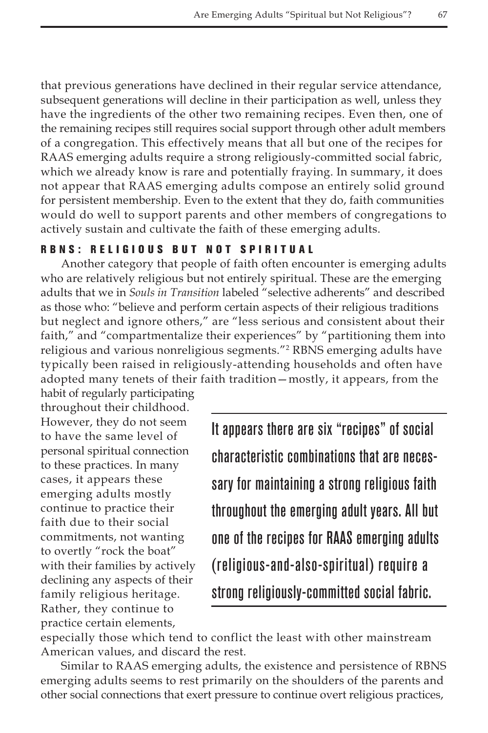that previous generations have declined in their regular service attendance, subsequent generations will decline in their participation as well, unless they have the ingredients of the other two remaining recipes. Even then, one of the remaining recipes still requires social support through other adult members of a congregation. This effectively means that all but one of the recipes for RAAS emerging adults require a strong religiously-committed social fabric, which we already know is rare and potentially fraying. In summary, it does not appear that RAAS emerging adults compose an entirely solid ground for persistent membership. Even to the extent that they do, faith communities would do well to support parents and other members of congregations to actively sustain and cultivate the faith of these emerging adults.

### RBNS: RELIGIOUS BUT NOT SPIRITUAL

Another category that people of faith often encounter is emerging adults who are relatively religious but not entirely spiritual. These are the emerging adults that we in *Souls in Transition* labeled "selective adherents" and described as those who: "believe and perform certain aspects of their religious traditions but neglect and ignore others," are "less serious and consistent about their faith," and "compartmentalize their experiences" by "partitioning them into religious and various nonreligious segments."[2] RBNS emerging adults have typically been raised in religiously-attending households and often have adopted many tenets of their faith tradition—mostly, it appears, from the habit of regularly participating throughout their childhood. However, they do not seem to have the same level of personal spiritual connection to these practices. In many cases, it appears these emerging adults mostly continue to practice their faith due to their social commitments, not wanting to overtly "rock the boat" with their families by actively declining any aspects of their family religious heritage. Rather, they continue to practice certain elements, especially those which tend to conflict the least with other mainstream American values, and discard the rest.

> It appears there are six "recipes" of social characteristic combinations that are necessary for maintaining a strong religious faith throughout the emerging adult years. All but one of the recipes for RAAS emerging adults (religious-and-also-spiritual) require a strong religiously-committed social fabric.

Similar to RAAS emerging adults, the existence and persistence of RBNS emerging adults seems to rest primarily on the shoulders of the parents and other social connections that exert pressure to continue overt religious practices,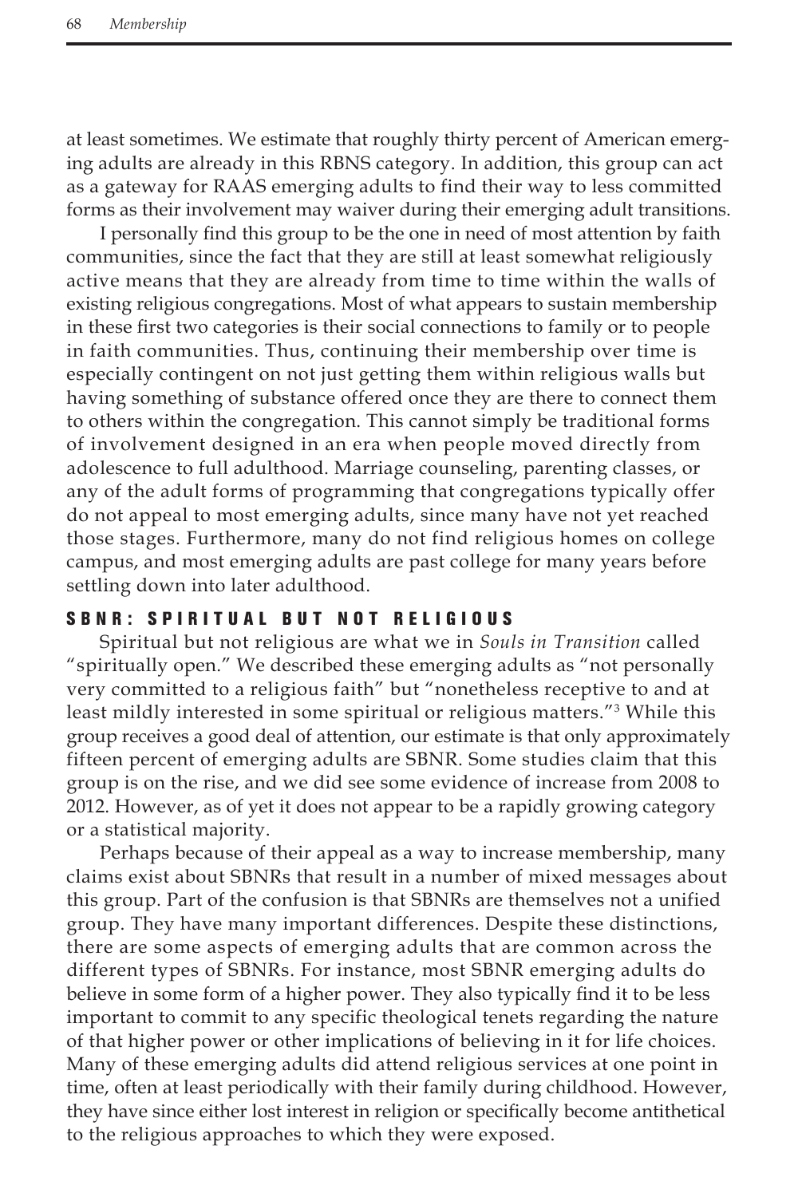at least sometimes. We estimate that roughly thirty percent of American emerging adults are already in this RBNS category. In addition, this group can act as a gateway for RAAS emerging adults to find their way to less committed forms as their involvement may waiver during their emerging adult transitions.

I personally find this group to be the one in need of most attention by faith communities, since the fact that they are still at least somewhat religiously active means that they are already from time to time within the walls of existing religious congregations. Most of what appears to sustain membership in these first two categories is their social connections to family or to people in faith communities. Thus, continuing their membership over time is especially contingent on not just getting them within religious walls but having something of substance offered once they are there to connect them to others within the congregation. This cannot simply be traditional forms of involvement designed in an era when people moved directly from adolescence to full adulthood. Marriage counseling, parenting classes, or any of the adult forms of programming that congregations typically offer do not appeal to most emerging adults, since many have not yet reached those stages. Furthermore, many do not find religious homes on college campus, and most emerging adults are past college for many years before settling down into later adulthood.

## SBNR: SPIRITUAL BUT NOT RELIGIOUS

Spiritual but not religious are what we in *Souls in Transition* called "spiritually open." We described these emerging adults as "not personally very committed to a religious faith" but "nonetheless receptive to and at least mildly interested in some spiritual or religious matters."[3] While this group receives a good deal of attention, our estimate is that only approximately fifteen percent of emerging adults are SBNR. Some studies claim that this group is on the rise, and we did see some evidence of increase from 2008 to 2012. However, as of yet it does not appear to be a rapidly growing category or a statistical majority.

Perhaps because of their appeal as a way to increase membership, many claims exist about SBNRs that result in a number of mixed messages about this group. Part of the confusion is that SBNRs are themselves not a unified group. They have many important differences. Despite these distinctions, there are some aspects of emerging adults that are common across the different types of SBNRs. For instance, most SBNR emerging adults do believe in some form of a higher power. They also typically find it to be less important to commit to any specific theological tenets regarding the nature of that higher power or other implications of believing in it for life choices. Many of these emerging adults did attend religious services at one point in time, often at least periodically with their family during childhood. However, they have since either lost interest in religion or specifically become antithetical to the religious approaches to which they were exposed.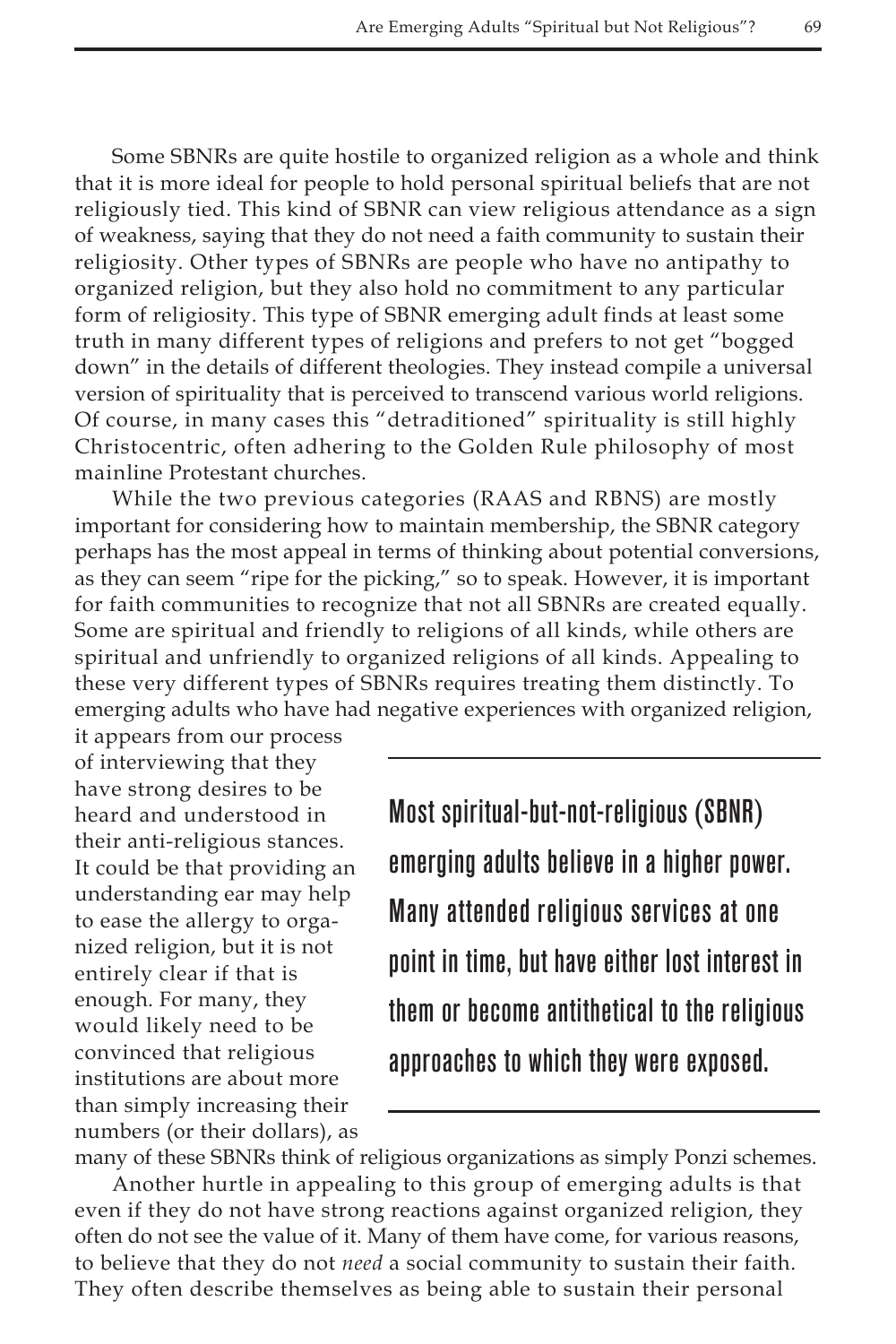Some SBNRs are quite hostile to organized religion as a whole and think that it is more ideal for people to hold personal spiritual beliefs that are not religiously tied. This kind of SBNR can view religious attendance as a sign of weakness, saying that they do not need a faith community to sustain their religiosity. Other types of SBNRs are people who have no antipathy to organized religion, but they also hold no commitment to any particular form of religiosity. This type of SBNR emerging adult finds at least some truth in many different types of religions and prefers to not get "bogged down" in the details of different theologies. They instead compile a universal version of spirituality that is perceived to transcend various world religions. Of course, in many cases this "detraditioned" spirituality is still highly Christocentric, often adhering to the Golden Rule philosophy of most mainline Protestant churches.

While the two previous categories (RAAS and RBNS) are mostly important for considering how to maintain membership, the SBNR category perhaps has the most appeal in terms of thinking about potential conversions, as they can seem "ripe for the picking," so to speak. However, it is important for faith communities to recognize that not all SBNRs are created equally. Some are spiritual and friendly to religions of all kinds, while others are spiritual and unfriendly to organized religions of all kinds. Appealing to these very different types of SBNRs requires treating them distinctly. To emerging adults who have had negative experiences with organized religion, it appears from our process of interviewing that they have strong desires to be heard and understood in their anti-religious stances. It could be that providing an understanding ear may help to ease the allergy to organized religion, but it is not entirely clear if that is enough. For many, they would likely need to be convinced that religious institutions are about more than simply increasing their numbers (or their dollars), as many of these SBNRs think of religious organizations as simply Ponzi schemes.

> **Most spiritual-but-not-religious (SBNR) emerging adults believe in a higher power. Many attended religious services at one point in time, but have either lost interest in them or become antithetical to the religious approaches to which they were exposed.**

Another hurtle in appealing to this group of emerging adults is that even if they do not have strong reactions against organized religion, they often do not see the value of it. Many of them have come, for various reasons, to believe that they do not *need* a social community to sustain their faith. They often describe themselves as being able to sustain their personal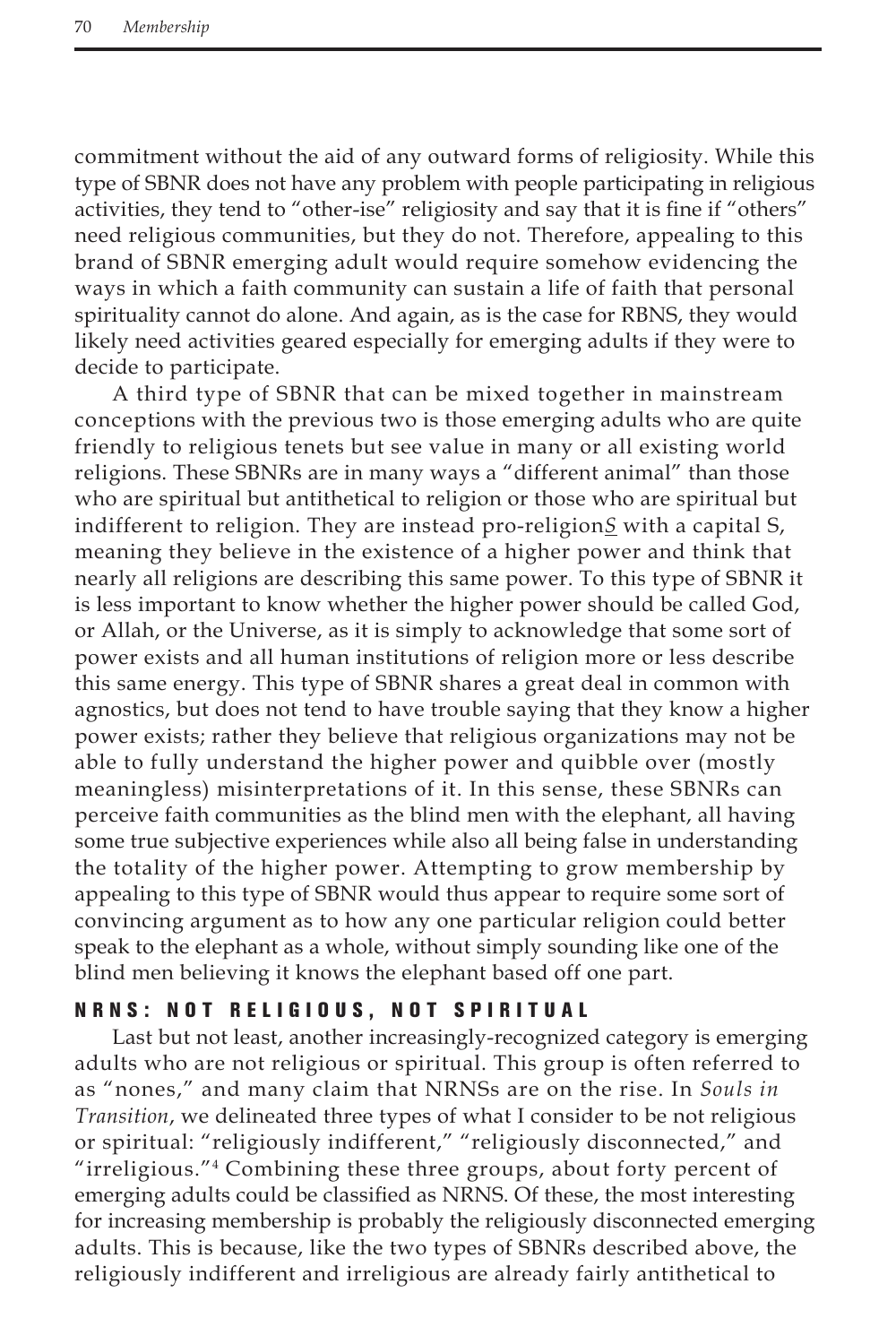commitment without the aid of any outward forms of religiosity. While this type of SBNR does not have any problem with people participating in religious activities, they tend to "other-ise" religiosity and say that it is fine if "others" need religious communities, but they do not. Therefore, appealing to this brand of SBNR emerging adult would require somehow evidencing the ways in which a faith community can sustain a life of faith that personal spirituality cannot do alone. And again, as is the case for RBNS, they would likely need activities geared especially for emerging adults if they were to decide to participate.

A third type of SBNR that can be mixed together in mainstream conceptions with the previous two is those emerging adults who are quite friendly to religious tenets but see value in many or all existing world religions. These SBNRs are in many ways a "different animal" than those who are spiritual but antithetical to religion or those who are spiritual but indifferent to religion. They are instead pro-religion*S* with a capital S, meaning they believe in the existence of a higher power and think that nearly all religions are describing this same power. To this type of SBNR it is less important to know whether the higher power should be called God, or Allah, or the Universe, as it is simply to acknowledge that some sort of power exists and all human institutions of religion more or less describe this same energy. This type of SBNR shares a great deal in common with agnostics, but does not tend to have trouble saying that they know a higher power exists; rather they believe that religious organizations may not be able to fully understand the higher power and quibble over (mostly meaningless) misinterpretations of it. In this sense, these SBNRs can perceive faith communities as the blind men with the elephant, all having some true subjective experiences while also all being false in understanding the totality of the higher power. Attempting to grow membership by appealing to this type of SBNR would thus appear to require some sort of convincing argument as to how any one particular religion could better speak to the elephant as a whole, without simply sounding like one of the blind men believing it knows the elephant based off one part.

## NRNS: NOT RELIGIOUS, NOT SPIRITUAL

Last but not least, another increasingly-recognized category is emerging adults who are not religious or spiritual. This group is often referred to as "nones," and many claim that NRNSs are on the rise. In *Souls in Transition*, we delineated three types of what I consider to be not religious or spiritual: "religiously indifferent," "religiously disconnected," and "irreligious."[4] Combining these three groups, about forty percent of emerging adults could be classified as NRNS. Of these, the most interesting for increasing membership is probably the religiously disconnected emerging adults. This is because, like the two types of SBNRs described above, the religiously indifferent and irreligious are already fairly antithetical to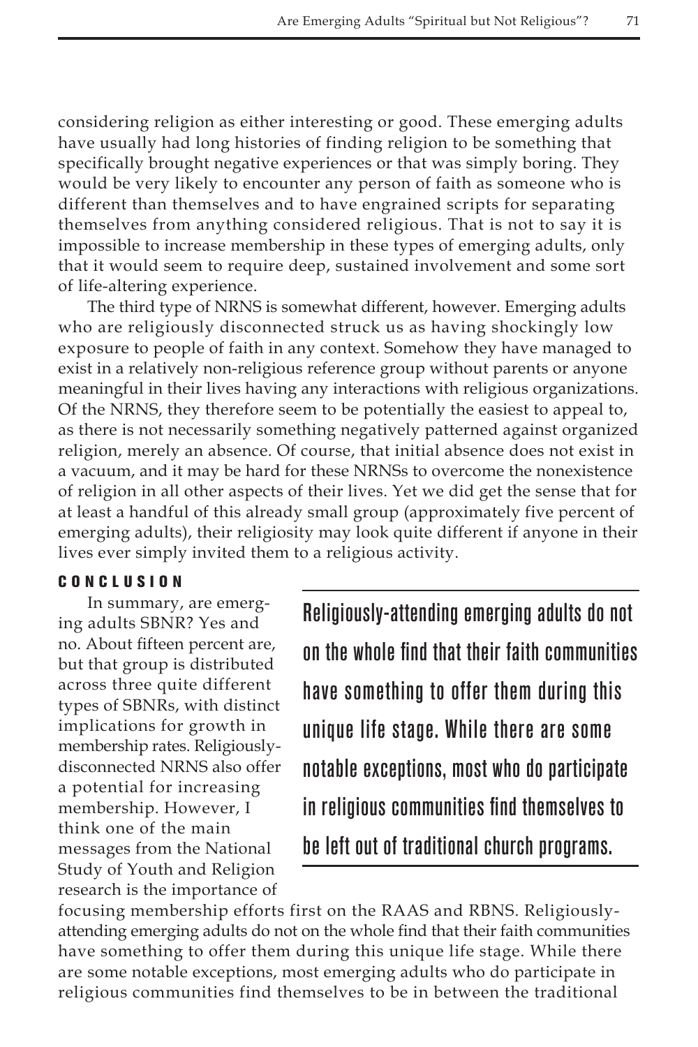considering religion as either interesting or good. These emerging adults have usually had long histories of finding religion to be something that specifically brought negative experiences or that was simply boring. They would be very likely to encounter any person of faith as someone who is different than themselves and to have engrained scripts for separating themselves from anything considered religious. That is not to say it is impossible to increase membership in these types of emerging adults, only that it would seem to require deep, sustained involvement and some sort of life-altering experience.

The third type of NRNS is somewhat different, however. Emerging adults who are religiously disconnected struck us as having shockingly low exposure to people of faith in any context. Somehow they have managed to exist in a relatively non-religious reference group without parents or anyone meaningful in their lives having any interactions with religious organizations. Of the NRNS, they therefore seem to be potentially the easiest to appeal to, as there is not necessarily something negatively patterned against organized religion, merely an absence. Of course, that initial absence does not exist in a vacuum, and it may be hard for these NRNSs to overcome the nonexistence of religion in all other aspects of their lives. Yet we did get the sense that for at least a handful of this already small group (approximately five percent of emerging adults), their religiosity may look quite different if anyone in their lives ever simply invited them to a religious activity.

## CONCLUSION

In summary, are emerging adults SBNR? Yes and no. About fifteen percent are, but that group is distributed across three quite different types of SBNRs, with distinct implications for growth in membership rates. Religiously-disconnected NRNS also offer a potential for increasing membership. However, I think one of the main messages from the National Study of Youth and Religion research is the importance of focusing membership efforts first on the RAAS and RBNS. Religiously-attending emerging adults do not on the whole find that their faith communities have something to offer them during this unique life stage. While there are some notable exceptions, most emerging adults who do participate in religious communities find themselves to be in between the traditional

> **Religiously-attending emerging adults do not on the whole find that their faith communities have something to offer them during this unique life stage. While there are some notable exceptions, most who do participate in religious communities find themselves to be left out of traditional church programs.**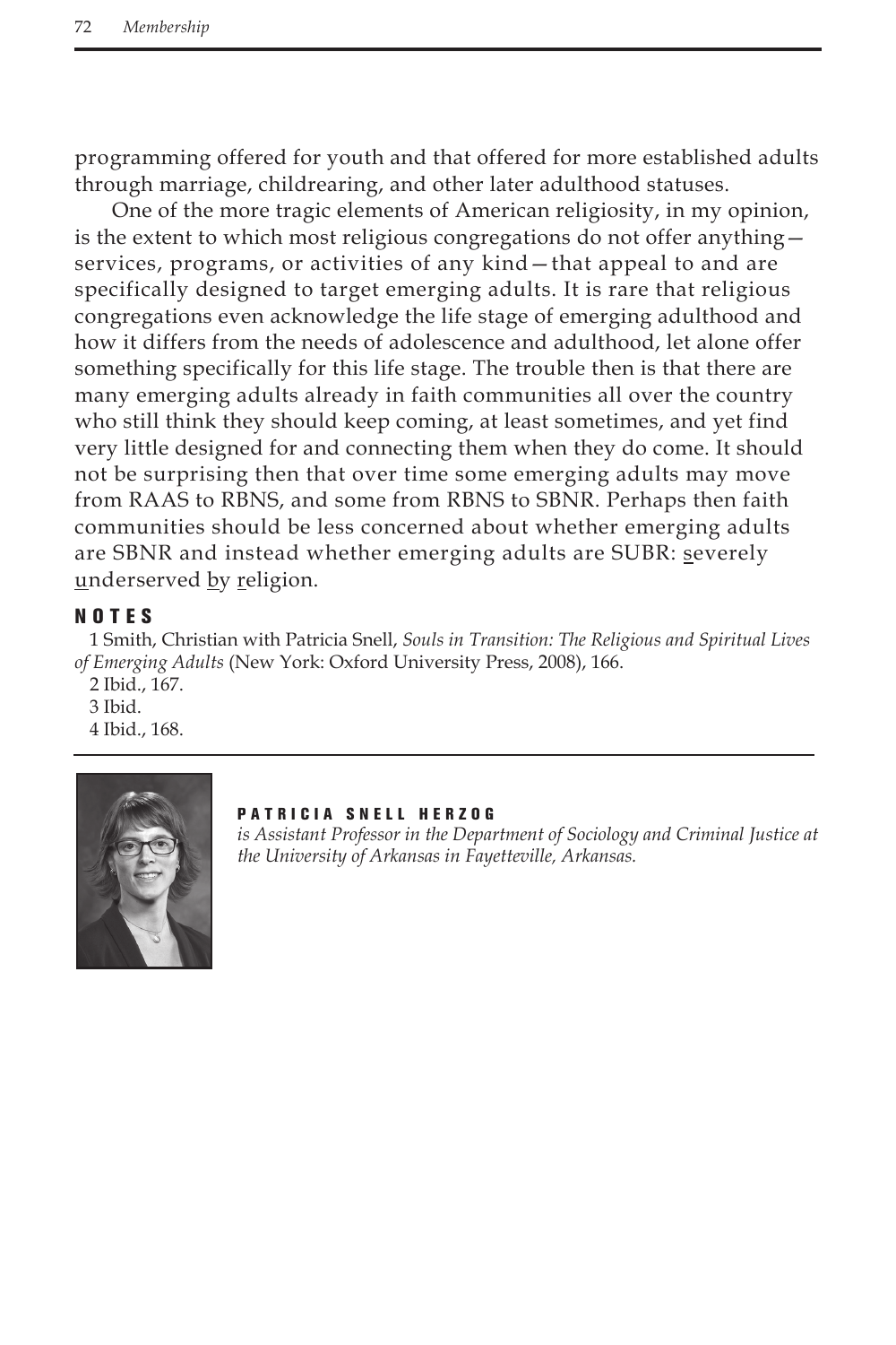programming offered for youth and that offered for more established adults through marriage, childrearing, and other later adulthood statuses.

One of the more tragic elements of American religiosity, in my opinion, is the extent to which most religious congregations do not offer anything—services, programs, or activities of any kind—that appeal to and are specifically designed to target emerging adults. It is rare that religious congregations even acknowledge the life stage of emerging adulthood and how it differs from the needs of adolescence and adulthood, let alone offer something specifically for this life stage. The trouble then is that there are many emerging adults already in faith communities all over the country who still think they should keep coming, at least sometimes, and yet find very little designed for and connecting them when they do come. It should not be surprising then that over time some emerging adults may move from RAAS to RBNS, and some from RBNS to SBNR. Perhaps then faith communities should be less concerned about whether emerging adults are SBNR and instead whether emerging adults are SUBR: severely underserved by religion.

## NOTES

1 Smith, Christian with Patricia Snell, *Souls in Transition: The Religious and Spiritual Lives of Emerging Adults* (New York: Oxford University Press, 2008), 166.

2 Ibid., 167.

3 Ibid.

4 Ibid., 168.

**PATRICIA SNELL HERZOG** *is Assistant Professor in the Department of Sociology and Criminal Justice at the University of Arkansas in Fayetteville, Arkansas.*